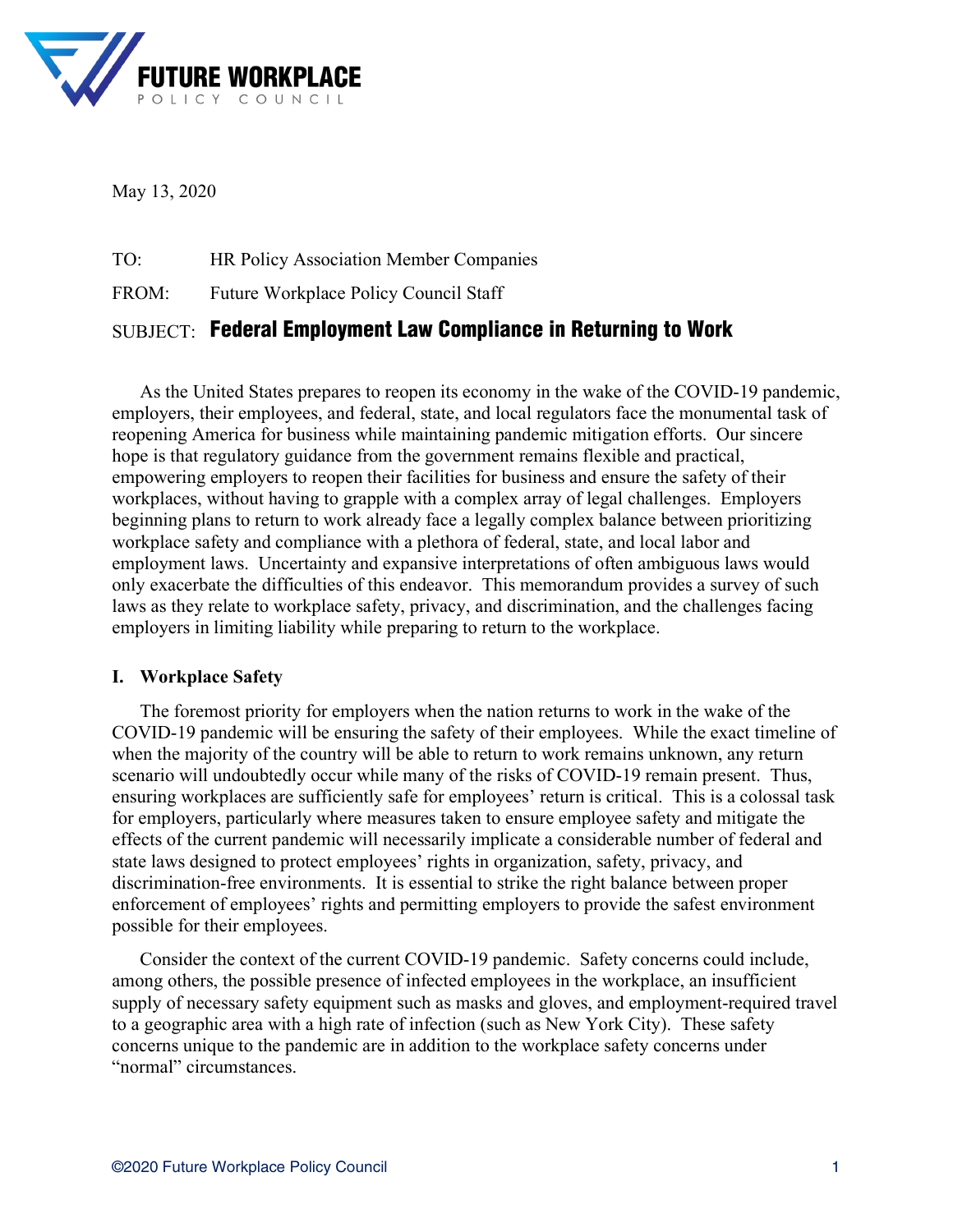**FUTURE WORKPLACE**
POLICY COUNCIL

May 13, 2020

TO: HR Policy Association Member Companies

FROM: Future Workplace Policy Council Staff

SUBJECT: **Federal Employment Law Compliance in Returning to Work**

As the United States prepares to reopen its economy in the wake of the COVID-19 pandemic, employers, their employees, and federal, state, and local regulators face the monumental task of reopening America for business while maintaining pandemic mitigation efforts. Our sincere hope is that regulatory guidance from the government remains flexible and practical, empowering employers to reopen their facilities for business and ensure the safety of their workplaces, without having to grapple with a complex array of legal challenges. Employers beginning plans to return to work already face a legally complex balance between prioritizing workplace safety and compliance with a plethora of federal, state, and local labor and employment laws. Uncertainty and expansive interpretations of often ambiguous laws would only exacerbate the difficulties of this endeavor. This memorandum provides a survey of such laws as they relate to workplace safety, privacy, and discrimination, and the challenges facing employers in limiting liability while preparing to return to the workplace.

## I. Workplace Safety

The foremost priority for employers when the nation returns to work in the wake of the COVID-19 pandemic will be ensuring the safety of their employees. While the exact timeline of when the majority of the country will be able to return to work remains unknown, any return scenario will undoubtedly occur while many of the risks of COVID-19 remain present. Thus, ensuring workplaces are sufficiently safe for employees' return is critical. This is a colossal task for employers, particularly where measures taken to ensure employee safety and mitigate the effects of the current pandemic will necessarily implicate a considerable number of federal and state laws designed to protect employees' rights in organization, safety, privacy, and discrimination-free environments. It is essential to strike the right balance between proper enforcement of employees' rights and permitting employers to provide the safest environment possible for their employees.

Consider the context of the current COVID-19 pandemic. Safety concerns could include, among others, the possible presence of infected employees in the workplace, an insufficient supply of necessary safety equipment such as masks and gloves, and employment-required travel to a geographic area with a high rate of infection (such as New York City). These safety concerns unique to the pandemic are in addition to the workplace safety concerns under "normal" circumstances.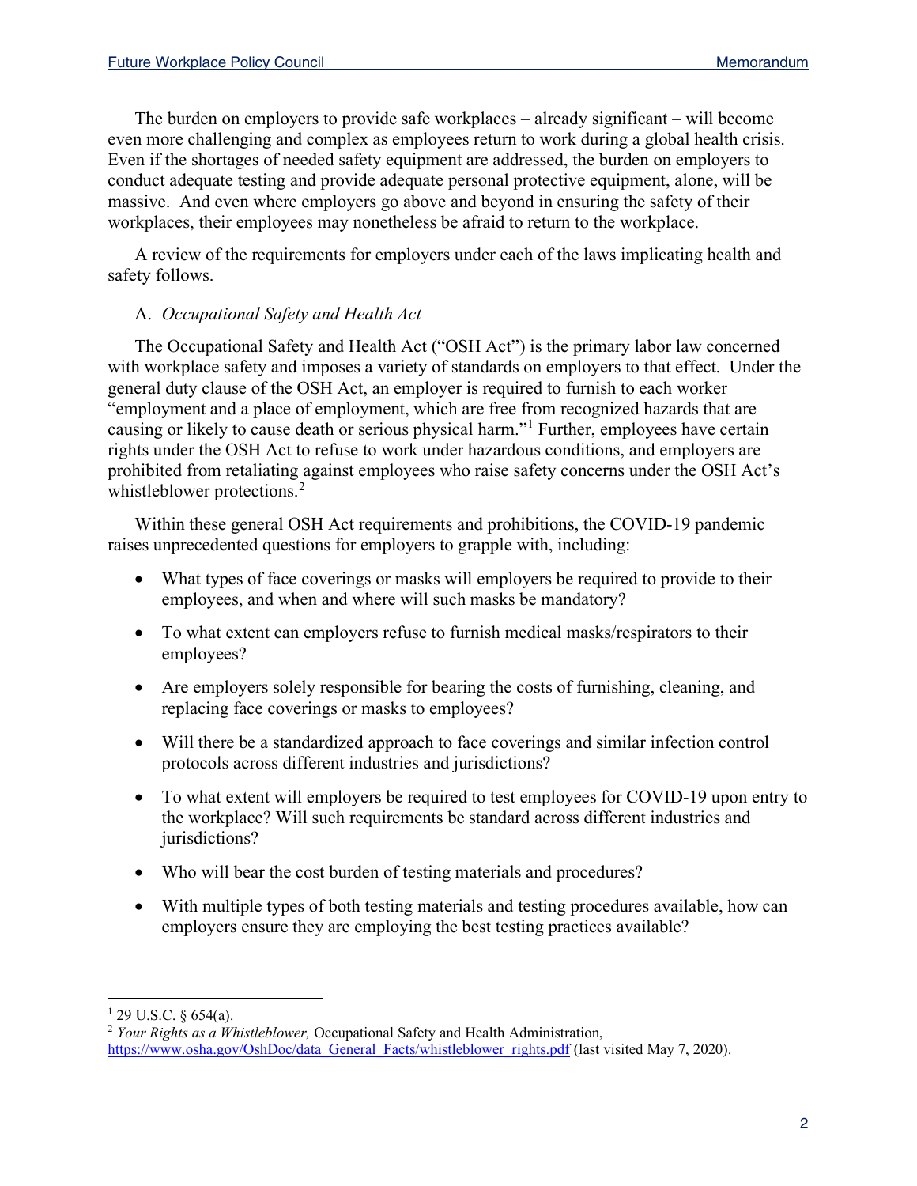The burden on employers to provide safe workplaces – already significant – will become even more challenging and complex as employees return to work during a global health crisis. Even if the shortages of needed safety equipment are addressed, the burden on employers to conduct adequate testing and provide adequate personal protective equipment, alone, will be massive. And even where employers go above and beyond in ensuring the safety of their workplaces, their employees may nonetheless be afraid to return to the workplace.

A review of the requirements for employers under each of the laws implicating health and safety follows.

A. *Occupational Safety and Health Act*

The Occupational Safety and Health Act ("OSH Act") is the primary labor law concerned with workplace safety and imposes a variety of standards on employers to that effect. Under the general duty clause of the OSH Act, an employer is required to furnish to each worker "employment and a place of employment, which are free from recognized hazards that are causing or likely to cause death or serious physical harm."[1] Further, employees have certain rights under the OSH Act to refuse to work under hazardous conditions, and employers are prohibited from retaliating against employees who raise safety concerns under the OSH Act's whistleblower protections.[2]

Within these general OSH Act requirements and prohibitions, the COVID-19 pandemic raises unprecedented questions for employers to grapple with, including:

- What types of face coverings or masks will employers be required to provide to their employees, and when and where will such masks be mandatory?
- To what extent can employers refuse to furnish medical masks/respirators to their employees?
- Are employers solely responsible for bearing the costs of furnishing, cleaning, and replacing face coverings or masks to employees?
- Will there be a standardized approach to face coverings and similar infection control protocols across different industries and jurisdictions?
- To what extent will employers be required to test employees for COVID-19 upon entry to the workplace? Will such requirements be standard across different industries and jurisdictions?
- Who will bear the cost burden of testing materials and procedures?
- With multiple types of both testing materials and testing procedures available, how can employers ensure they are employing the best testing practices available?

---

[1] 29 U.S.C. § 654(a).

[2] *Your Rights as a Whistleblower,* Occupational Safety and Health Administration, https://www.osha.gov/OshDoc/data_General_Facts/whistleblower_rights.pdf (last visited May 7, 2020).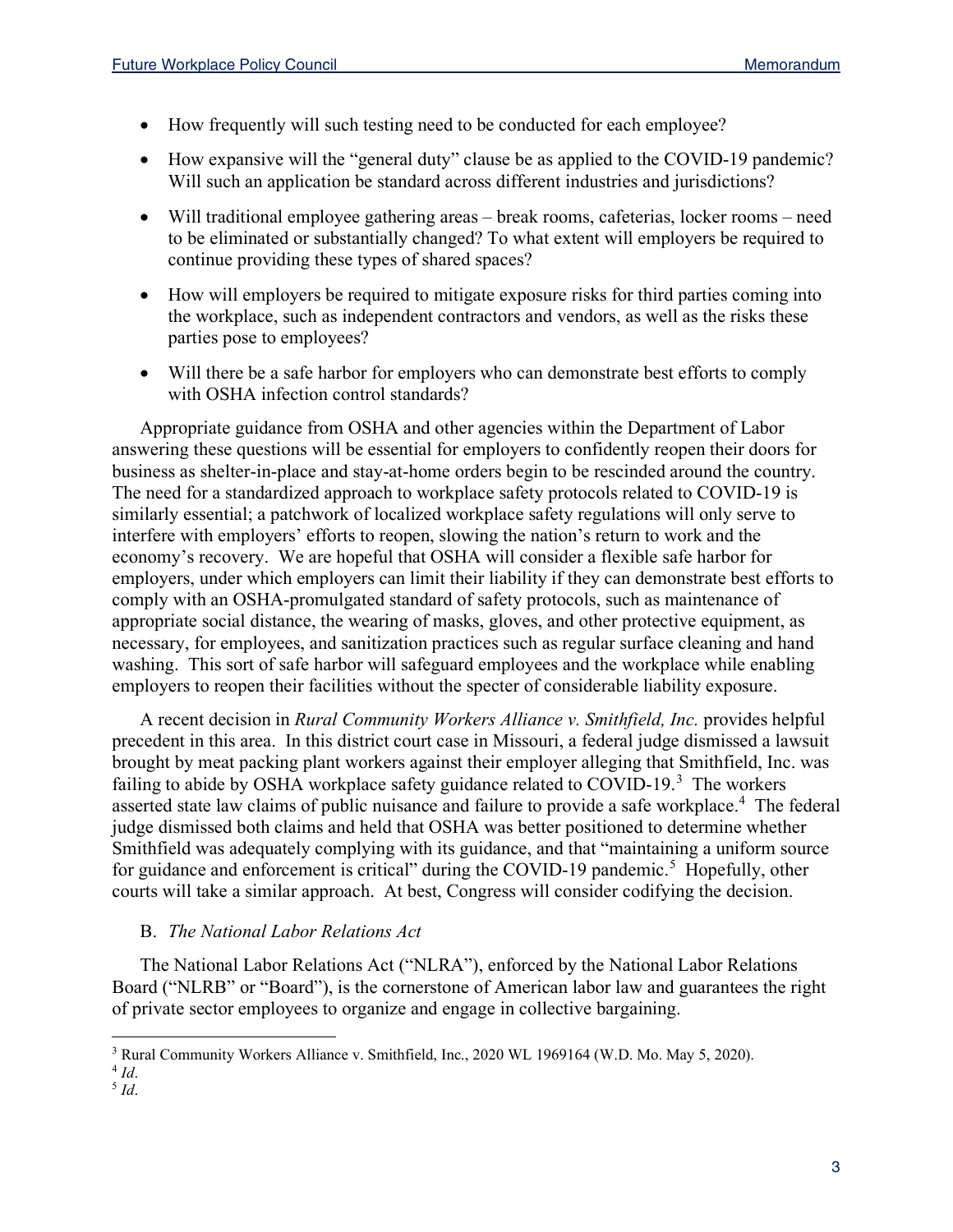- How frequently will such testing need to be conducted for each employee?
- How expansive will the "general duty" clause be as applied to the COVID-19 pandemic? Will such an application be standard across different industries and jurisdictions?
- Will traditional employee gathering areas – break rooms, cafeterias, locker rooms – need to be eliminated or substantially changed? To what extent will employers be required to continue providing these types of shared spaces?
- How will employers be required to mitigate exposure risks for third parties coming into the workplace, such as independent contractors and vendors, as well as the risks these parties pose to employees?
- Will there be a safe harbor for employers who can demonstrate best efforts to comply with OSHA infection control standards?

Appropriate guidance from OSHA and other agencies within the Department of Labor answering these questions will be essential for employers to confidently reopen their doors for business as shelter-in-place and stay-at-home orders begin to be rescinded around the country. The need for a standardized approach to workplace safety protocols related to COVID-19 is similarly essential; a patchwork of localized workplace safety regulations will only serve to interfere with employers' efforts to reopen, slowing the nation's return to work and the economy's recovery. We are hopeful that OSHA will consider a flexible safe harbor for employers, under which employers can limit their liability if they can demonstrate best efforts to comply with an OSHA-promulgated standard of safety protocols, such as maintenance of appropriate social distance, the wearing of masks, gloves, and other protective equipment, as necessary, for employees, and sanitization practices such as regular surface cleaning and hand washing. This sort of safe harbor will safeguard employees and the workplace while enabling employers to reopen their facilities without the specter of considerable liability exposure.

A recent decision in *Rural Community Workers Alliance v. Smithfield, Inc.* provides helpful precedent in this area. In this district court case in Missouri, a federal judge dismissed a lawsuit brought by meat packing plant workers against their employer alleging that Smithfield, Inc. was failing to abide by OSHA workplace safety guidance related to COVID-19.[3] The workers asserted state law claims of public nuisance and failure to provide a safe workplace.[4] The federal judge dismissed both claims and held that OSHA was better positioned to determine whether Smithfield was adequately complying with its guidance, and that "maintaining a uniform source for guidance and enforcement is critical" during the COVID-19 pandemic.[5] Hopefully, other courts will take a similar approach. At best, Congress will consider codifying the decision.

### B. *The National Labor Relations Act*

The National Labor Relations Act ("NLRA"), enforced by the National Labor Relations Board ("NLRB" or "Board"), is the cornerstone of American labor law and guarantees the right of private sector employees to organize and engage in collective bargaining.

---

[3] Rural Community Workers Alliance v. Smithfield, Inc., 2020 WL 1969164 (W.D. Mo. May 5, 2020).
[4] *Id*.
[5] *Id*.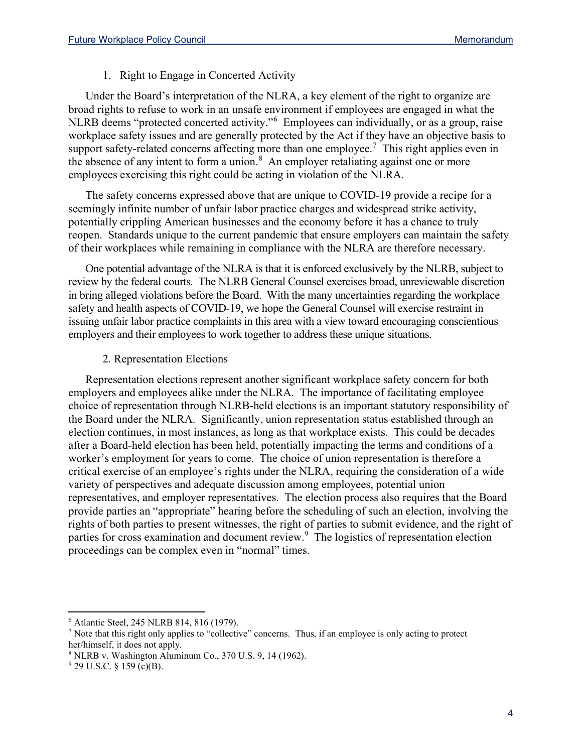1. Right to Engage in Concerted Activity

Under the Board's interpretation of the NLRA, a key element of the right to organize are broad rights to refuse to work in an unsafe environment if employees are engaged in what the NLRB deems "protected concerted activity."[6] Employees can individually, or as a group, raise workplace safety issues and are generally protected by the Act if they have an objective basis to support safety-related concerns affecting more than one employee.[7] This right applies even in the absence of any intent to form a union.[8] An employer retaliating against one or more employees exercising this right could be acting in violation of the NLRA.

The safety concerns expressed above that are unique to COVID-19 provide a recipe for a seemingly infinite number of unfair labor practice charges and widespread strike activity, potentially crippling American businesses and the economy before it has a chance to truly reopen. Standards unique to the current pandemic that ensure employers can maintain the safety of their workplaces while remaining in compliance with the NLRA are therefore necessary.

One potential advantage of the NLRA is that it is enforced exclusively by the NLRB, subject to review by the federal courts. The NLRB General Counsel exercises broad, unreviewable discretion in bring alleged violations before the Board. With the many uncertainties regarding the workplace safety and health aspects of COVID-19, we hope the General Counsel will exercise restraint in issuing unfair labor practice complaints in this area with a view toward encouraging conscientious employers and their employees to work together to address these unique situations.

2. Representation Elections

Representation elections represent another significant workplace safety concern for both employers and employees alike under the NLRA. The importance of facilitating employee choice of representation through NLRB-held elections is an important statutory responsibility of the Board under the NLRA. Significantly, union representation status established through an election continues, in most instances, as long as that workplace exists. This could be decades after a Board-held election has been held, potentially impacting the terms and conditions of a worker's employment for years to come. The choice of union representation is therefore a critical exercise of an employee's rights under the NLRA, requiring the consideration of a wide variety of perspectives and adequate discussion among employees, potential union representatives, and employer representatives. The election process also requires that the Board provide parties an "appropriate" hearing before the scheduling of such an election, involving the rights of both parties to present witnesses, the right of parties to submit evidence, and the right of parties for cross examination and document review.[9] The logistics of representation election proceedings can be complex even in "normal" times.

---

[6] Atlantic Steel, 245 NLRB 814, 816 (1979).

[7] Note that this right only applies to "collective" concerns. Thus, if an employee is only acting to protect her/himself, it does not apply.

[8] NLRB v. Washington Aluminum Co., 370 U.S. 9, 14 (1962).

[9] 29 U.S.C. § 159 (c)(B).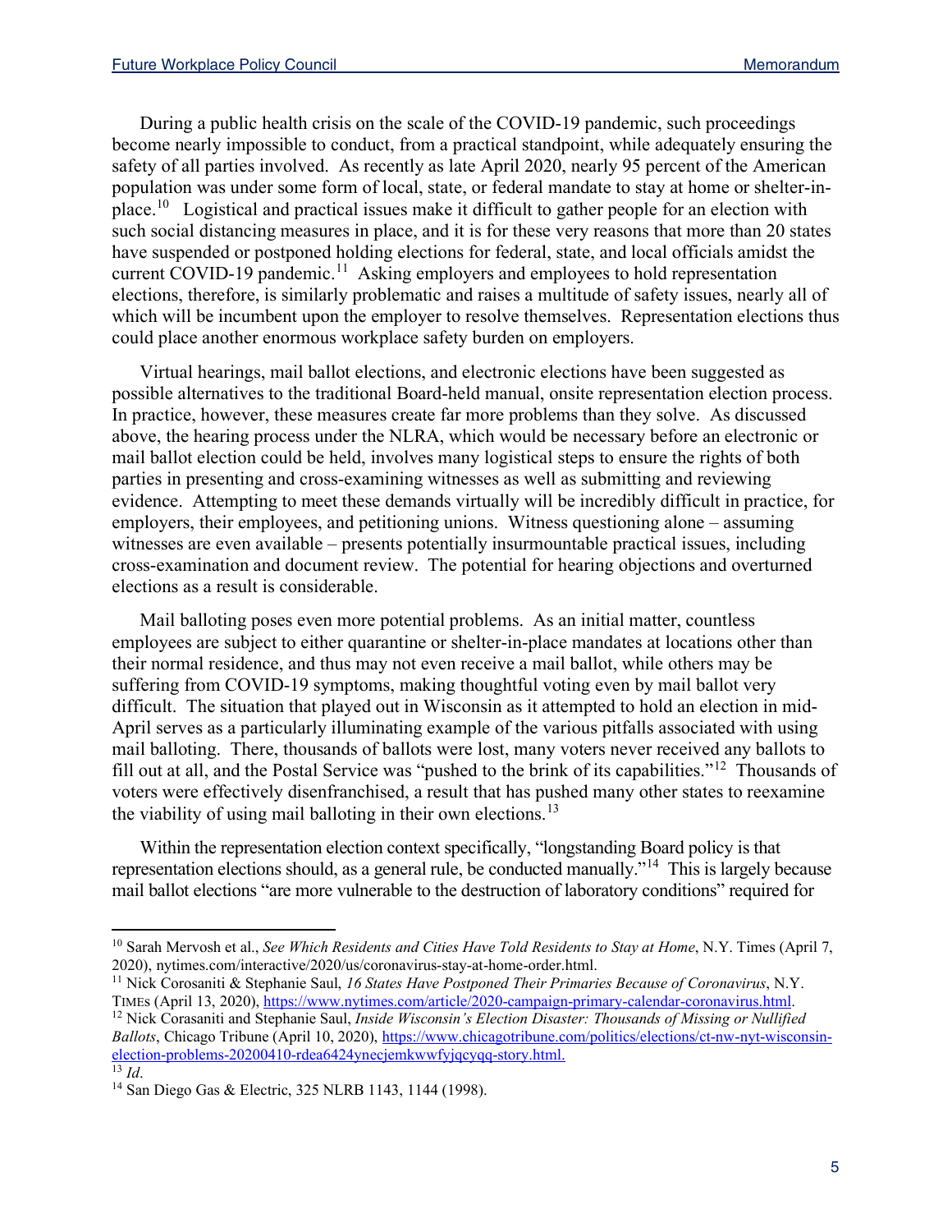During a public health crisis on the scale of the COVID-19 pandemic, such proceedings become nearly impossible to conduct, from a practical standpoint, while adequately ensuring the safety of all parties involved. As recently as late April 2020, nearly 95 percent of the American population was under some form of local, state, or federal mandate to stay at home or shelter-in-place.[10] Logistical and practical issues make it difficult to gather people for an election with such social distancing measures in place, and it is for these very reasons that more than 20 states have suspended or postponed holding elections for federal, state, and local officials amidst the current COVID-19 pandemic.[11] Asking employers and employees to hold representation elections, therefore, is similarly problematic and raises a multitude of safety issues, nearly all of which will be incumbent upon the employer to resolve themselves. Representation elections thus could place another enormous workplace safety burden on employers.

Virtual hearings, mail ballot elections, and electronic elections have been suggested as possible alternatives to the traditional Board-held manual, onsite representation election process. In practice, however, these measures create far more problems than they solve. As discussed above, the hearing process under the NLRA, which would be necessary before an electronic or mail ballot election could be held, involves many logistical steps to ensure the rights of both parties in presenting and cross-examining witnesses as well as submitting and reviewing evidence. Attempting to meet these demands virtually will be incredibly difficult in practice, for employers, their employees, and petitioning unions. Witness questioning alone – assuming witnesses are even available – presents potentially insurmountable practical issues, including cross-examination and document review. The potential for hearing objections and overturned elections as a result is considerable.

Mail balloting poses even more potential problems. As an initial matter, countless employees are subject to either quarantine or shelter-in-place mandates at locations other than their normal residence, and thus may not even receive a mail ballot, while others may be suffering from COVID-19 symptoms, making thoughtful voting even by mail ballot very difficult. The situation that played out in Wisconsin as it attempted to hold an election in mid-April serves as a particularly illuminating example of the various pitfalls associated with using mail balloting. There, thousands of ballots were lost, many voters never received any ballots to fill out at all, and the Postal Service was "pushed to the brink of its capabilities."[12] Thousands of voters were effectively disenfranchised, a result that has pushed many other states to reexamine the viability of using mail balloting in their own elections.[13]

Within the representation election context specifically, "longstanding Board policy is that representation elections should, as a general rule, be conducted manually."[14] This is largely because mail ballot elections "are more vulnerable to the destruction of laboratory conditions" required for

---

[10] Sarah Mervosh et al., *See Which Residents and Cities Have Told Residents to Stay at Home*, N.Y. Times (April 7, 2020), nytimes.com/interactive/2020/us/coronavirus-stay-at-home-order.html.

[11] Nick Corosaniti & Stephanie Saul, *16 States Have Postponed Their Primaries Because of Coronavirus*, N.Y. TIMES (April 13, 2020), https://www.nytimes.com/article/2020-campaign-primary-calendar-coronavirus.html.

[12] Nick Corasaniti and Stephanie Saul, *Inside Wisconsin's Election Disaster: Thousands of Missing or Nullified Ballots*, Chicago Tribune (April 10, 2020), https://www.chicagotribune.com/politics/elections/ct-nw-nyt-wisconsin-election-problems-20200410-rdea6424ynecjemkwwfyjqcyqq-story.html.

[13] *Id*.

[14] San Diego Gas & Electric, 325 NLRB 1143, 1144 (1998).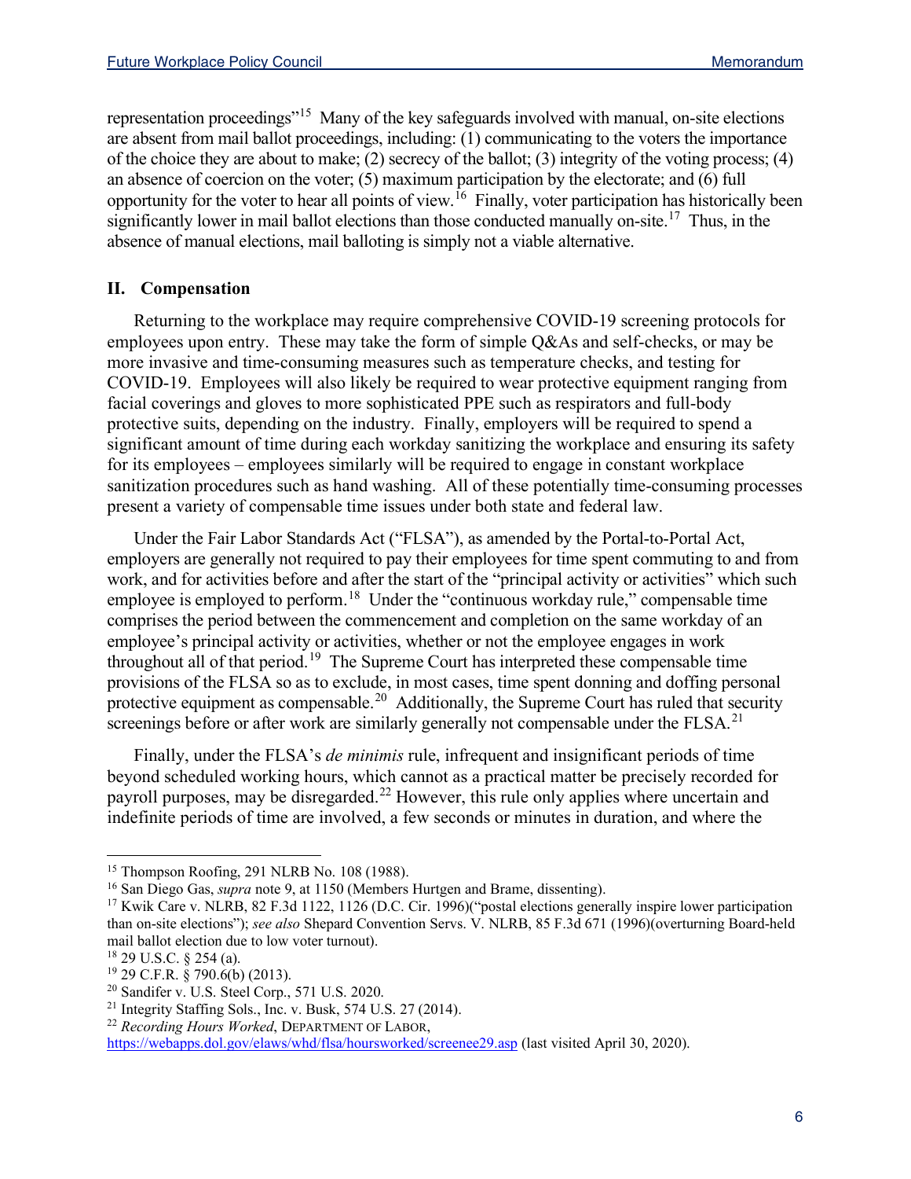representation proceedings"[15] Many of the key safeguards involved with manual, on-site elections are absent from mail ballot proceedings, including: (1) communicating to the voters the importance of the choice they are about to make; (2) secrecy of the ballot; (3) integrity of the voting process; (4) an absence of coercion on the voter; (5) maximum participation by the electorate; and (6) full opportunity for the voter to hear all points of view.[16] Finally, voter participation has historically been significantly lower in mail ballot elections than those conducted manually on-site.[17] Thus, in the absence of manual elections, mail balloting is simply not a viable alternative.

## II. Compensation

Returning to the workplace may require comprehensive COVID-19 screening protocols for employees upon entry. These may take the form of simple Q&As and self-checks, or may be more invasive and time-consuming measures such as temperature checks, and testing for COVID-19. Employees will also likely be required to wear protective equipment ranging from facial coverings and gloves to more sophisticated PPE such as respirators and full-body protective suits, depending on the industry. Finally, employers will be required to spend a significant amount of time during each workday sanitizing the workplace and ensuring its safety for its employees – employees similarly will be required to engage in constant workplace sanitization procedures such as hand washing. All of these potentially time-consuming processes present a variety of compensable time issues under both state and federal law.

Under the Fair Labor Standards Act ("FLSA"), as amended by the Portal-to-Portal Act, employers are generally not required to pay their employees for time spent commuting to and from work, and for activities before and after the start of the "principal activity or activities" which such employee is employed to perform.[18] Under the "continuous workday rule," compensable time comprises the period between the commencement and completion on the same workday of an employee's principal activity or activities, whether or not the employee engages in work throughout all of that period.[19] The Supreme Court has interpreted these compensable time provisions of the FLSA so as to exclude, in most cases, time spent donning and doffing personal protective equipment as compensable.[20] Additionally, the Supreme Court has ruled that security screenings before or after work are similarly generally not compensable under the FLSA.[21]

Finally, under the FLSA's *de minimis* rule, infrequent and insignificant periods of time beyond scheduled working hours, which cannot as a practical matter be precisely recorded for payroll purposes, may be disregarded.[22] However, this rule only applies where uncertain and indefinite periods of time are involved, a few seconds or minutes in duration, and where the

---

[15] Thompson Roofing, 291 NLRB No. 108 (1988).

[16] San Diego Gas, *supra* note 9, at 1150 (Members Hurtgen and Brame, dissenting).

[17] Kwik Care v. NLRB, 82 F.3d 1122, 1126 (D.C. Cir. 1996)("postal elections generally inspire lower participation than on-site elections"); *see also* Shepard Convention Servs. V. NLRB, 85 F.3d 671 (1996)(overturning Board-held mail ballot election due to low voter turnout).

[18] 29 U.S.C. § 254 (a).

[19] 29 C.F.R. § 790.6(b) (2013).

[20] Sandifer v. U.S. Steel Corp., 571 U.S. 2020.

[21] Integrity Staffing Sols., Inc. v. Busk, 574 U.S. 27 (2014).

[22] *Recording Hours Worked*, DEPARTMENT OF LABOR, https://webapps.dol.gov/elaws/whd/flsa/hoursworked/screenee29.asp (last visited April 30, 2020).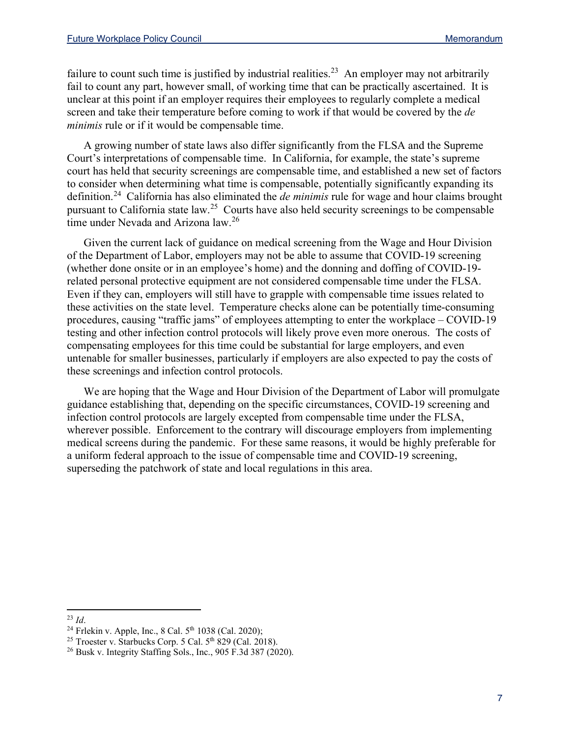failure to count such time is justified by industrial realities.[23] An employer may not arbitrarily fail to count any part, however small, of working time that can be practically ascertained. It is unclear at this point if an employer requires their employees to regularly complete a medical screen and take their temperature before coming to work if that would be covered by the *de minimis* rule or if it would be compensable time.

A growing number of state laws also differ significantly from the FLSA and the Supreme Court's interpretations of compensable time. In California, for example, the state's supreme court has held that security screenings are compensable time, and established a new set of factors to consider when determining what time is compensable, potentially significantly expanding its definition.[24] California has also eliminated the *de minimis* rule for wage and hour claims brought pursuant to California state law.[25] Courts have also held security screenings to be compensable time under Nevada and Arizona law.[26]

Given the current lack of guidance on medical screening from the Wage and Hour Division of the Department of Labor, employers may not be able to assume that COVID-19 screening (whether done onsite or in an employee's home) and the donning and doffing of COVID-19-related personal protective equipment are not considered compensable time under the FLSA. Even if they can, employers will still have to grapple with compensable time issues related to these activities on the state level. Temperature checks alone can be potentially time-consuming procedures, causing "traffic jams" of employees attempting to enter the workplace – COVID-19 testing and other infection control protocols will likely prove even more onerous. The costs of compensating employees for this time could be substantial for large employers, and even untenable for smaller businesses, particularly if employers are also expected to pay the costs of these screenings and infection control protocols.

We are hoping that the Wage and Hour Division of the Department of Labor will promulgate guidance establishing that, depending on the specific circumstances, COVID-19 screening and infection control protocols are largely excepted from compensable time under the FLSA, wherever possible. Enforcement to the contrary will discourage employers from implementing medical screens during the pandemic. For these same reasons, it would be highly preferable for a uniform federal approach to the issue of compensable time and COVID-19 screening, superseding the patchwork of state and local regulations in this area.

---

[23] *Id*.

[24] Frlekin v. Apple, Inc., 8 Cal. 5th 1038 (Cal. 2020);

[25] Troester v. Starbucks Corp. 5 Cal. 5th 829 (Cal. 2018).

[26] Busk v. Integrity Staffing Sols., Inc., 905 F.3d 387 (2020).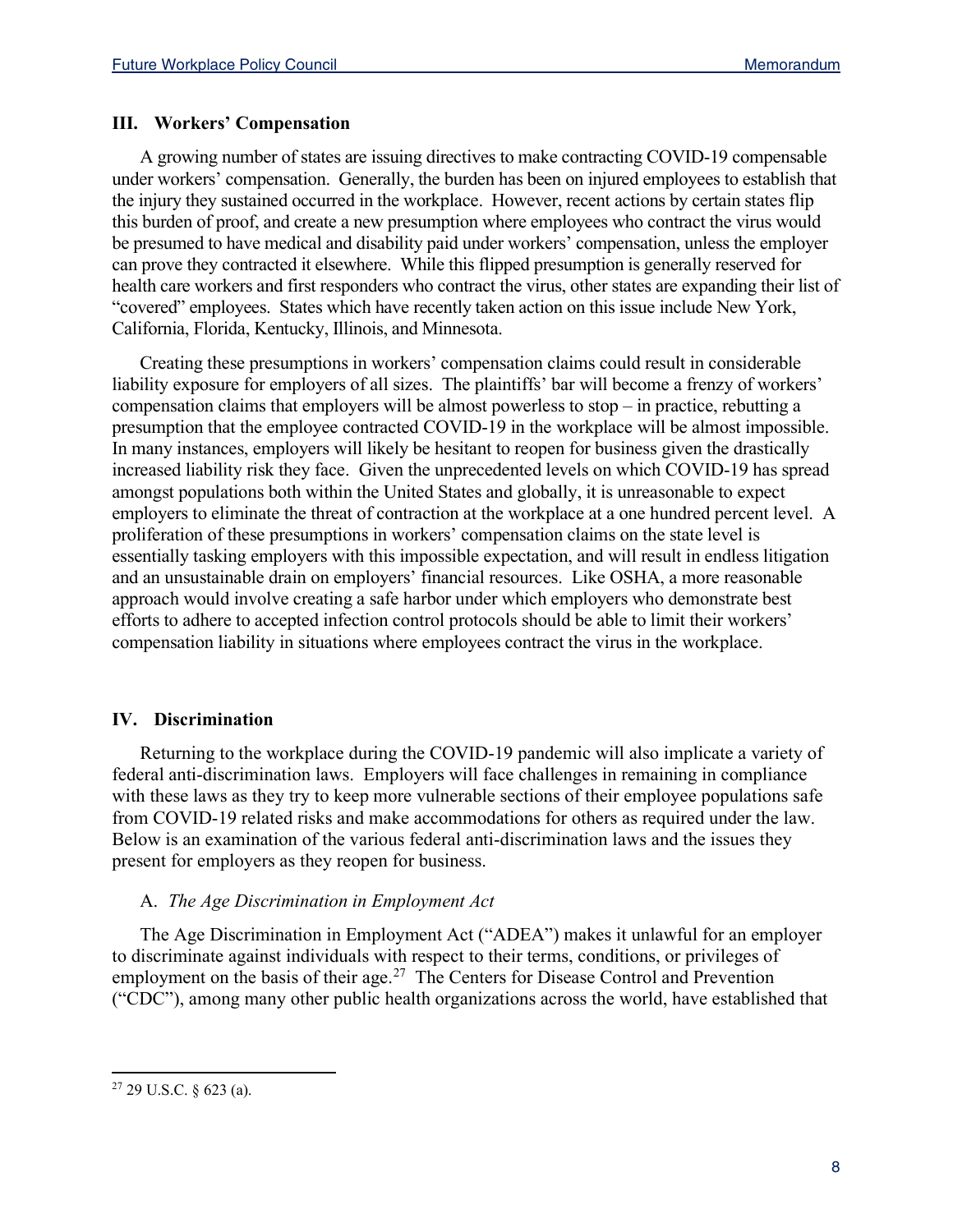## III. Workers' Compensation

A growing number of states are issuing directives to make contracting COVID-19 compensable under workers' compensation. Generally, the burden has been on injured employees to establish that the injury they sustained occurred in the workplace. However, recent actions by certain states flip this burden of proof, and create a new presumption where employees who contract the virus would be presumed to have medical and disability paid under workers' compensation, unless the employer can prove they contracted it elsewhere. While this flipped presumption is generally reserved for health care workers and first responders who contract the virus, other states are expanding their list of "covered" employees. States which have recently taken action on this issue include New York, California, Florida, Kentucky, Illinois, and Minnesota.

Creating these presumptions in workers' compensation claims could result in considerable liability exposure for employers of all sizes. The plaintiffs' bar will become a frenzy of workers' compensation claims that employers will be almost powerless to stop – in practice, rebutting a presumption that the employee contracted COVID-19 in the workplace will be almost impossible. In many instances, employers will likely be hesitant to reopen for business given the drastically increased liability risk they face. Given the unprecedented levels on which COVID-19 has spread amongst populations both within the United States and globally, it is unreasonable to expect employers to eliminate the threat of contraction at the workplace at a one hundred percent level. A proliferation of these presumptions in workers' compensation claims on the state level is essentially tasking employers with this impossible expectation, and will result in endless litigation and an unsustainable drain on employers' financial resources. Like OSHA, a more reasonable approach would involve creating a safe harbor under which employers who demonstrate best efforts to adhere to accepted infection control protocols should be able to limit their workers' compensation liability in situations where employees contract the virus in the workplace.

## IV. Discrimination

Returning to the workplace during the COVID-19 pandemic will also implicate a variety of federal anti-discrimination laws. Employers will face challenges in remaining in compliance with these laws as they try to keep more vulnerable sections of their employee populations safe from COVID-19 related risks and make accommodations for others as required under the law. Below is an examination of the various federal anti-discrimination laws and the issues they present for employers as they reopen for business.

### A. *The Age Discrimination in Employment Act*

The Age Discrimination in Employment Act ("ADEA") makes it unlawful for an employer to discriminate against individuals with respect to their terms, conditions, or privileges of employment on the basis of their age.[27] The Centers for Disease Control and Prevention ("CDC"), among many other public health organizations across the world, have established that

[27] 29 U.S.C. § 623 (a).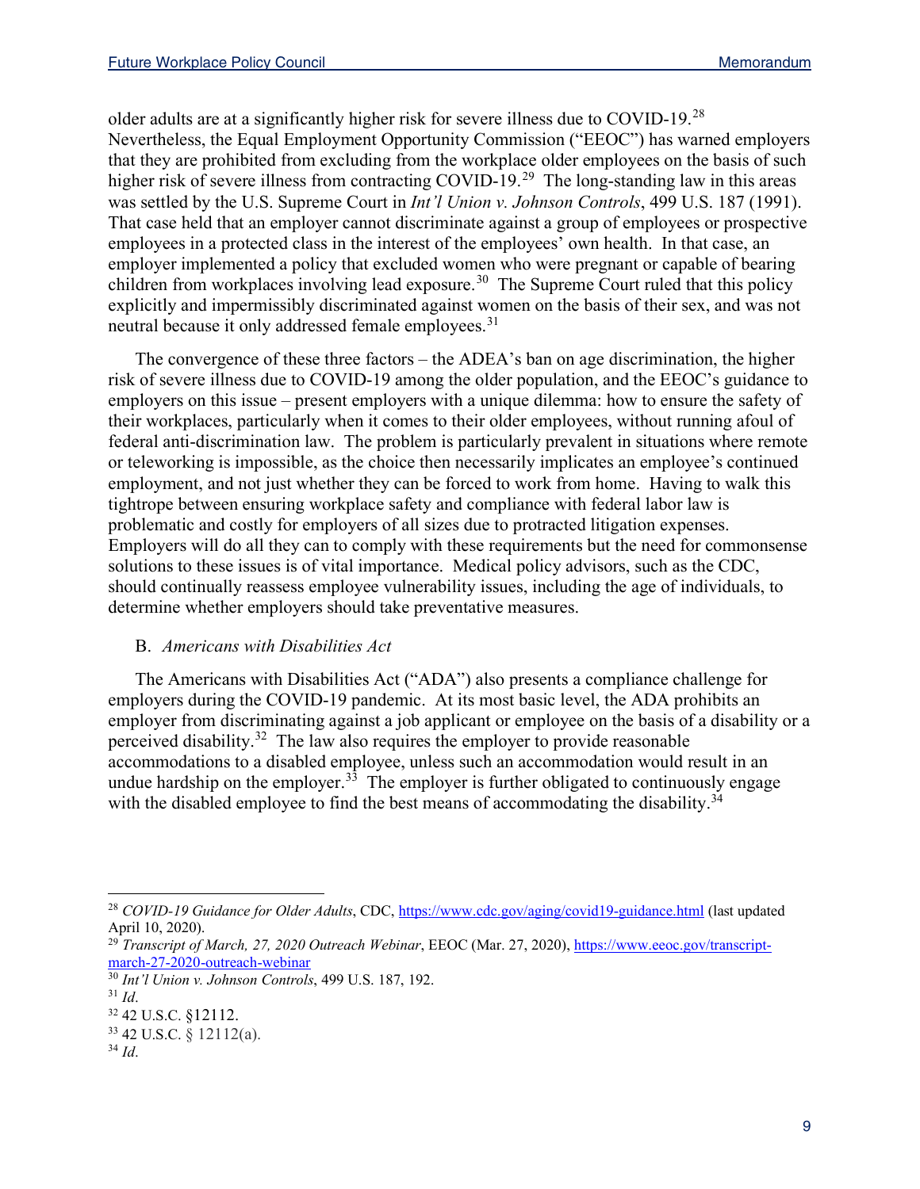older adults are at a significantly higher risk for severe illness due to COVID-19.[28] Nevertheless, the Equal Employment Opportunity Commission ("EEOC") has warned employers that they are prohibited from excluding from the workplace older employees on the basis of such higher risk of severe illness from contracting COVID-19.[29] The long-standing law in this areas was settled by the U.S. Supreme Court in *Int'l Union v. Johnson Controls*, 499 U.S. 187 (1991). That case held that an employer cannot discriminate against a group of employees or prospective employees in a protected class in the interest of the employees' own health. In that case, an employer implemented a policy that excluded women who were pregnant or capable of bearing children from workplaces involving lead exposure.[30] The Supreme Court ruled that this policy explicitly and impermissibly discriminated against women on the basis of their sex, and was not neutral because it only addressed female employees.[31]

The convergence of these three factors – the ADEA's ban on age discrimination, the higher risk of severe illness due to COVID-19 among the older population, and the EEOC's guidance to employers on this issue – present employers with a unique dilemma: how to ensure the safety of their workplaces, particularly when it comes to their older employees, without running afoul of federal anti-discrimination law. The problem is particularly prevalent in situations where remote or teleworking is impossible, as the choice then necessarily implicates an employee's continued employment, and not just whether they can be forced to work from home. Having to walk this tightrope between ensuring workplace safety and compliance with federal labor law is problematic and costly for employers of all sizes due to protracted litigation expenses. Employers will do all they can to comply with these requirements but the need for commonsense solutions to these issues is of vital importance. Medical policy advisors, such as the CDC, should continually reassess employee vulnerability issues, including the age of individuals, to determine whether employers should take preventative measures.

### B. *Americans with Disabilities Act*

The Americans with Disabilities Act ("ADA") also presents a compliance challenge for employers during the COVID-19 pandemic. At its most basic level, the ADA prohibits an employer from discriminating against a job applicant or employee on the basis of a disability or a perceived disability.[32] The law also requires the employer to provide reasonable accommodations to a disabled employee, unless such an accommodation would result in an undue hardship on the employer.[33] The employer is further obligated to continuously engage with the disabled employee to find the best means of accommodating the disability.[34]

---

[28] *COVID-19 Guidance for Older Adults*, CDC, https://www.cdc.gov/aging/covid19-guidance.html (last updated April 10, 2020).

[29] *Transcript of March, 27, 2020 Outreach Webinar*, EEOC (Mar. 27, 2020), https://www.eeoc.gov/transcript-march-27-2020-outreach-webinar

[30] *Int'l Union v. Johnson Controls*, 499 U.S. 187, 192.

[31] *Id*.

[32] 42 U.S.C. §12112.

[33] 42 U.S.C. § 12112(a).

[34] *Id*.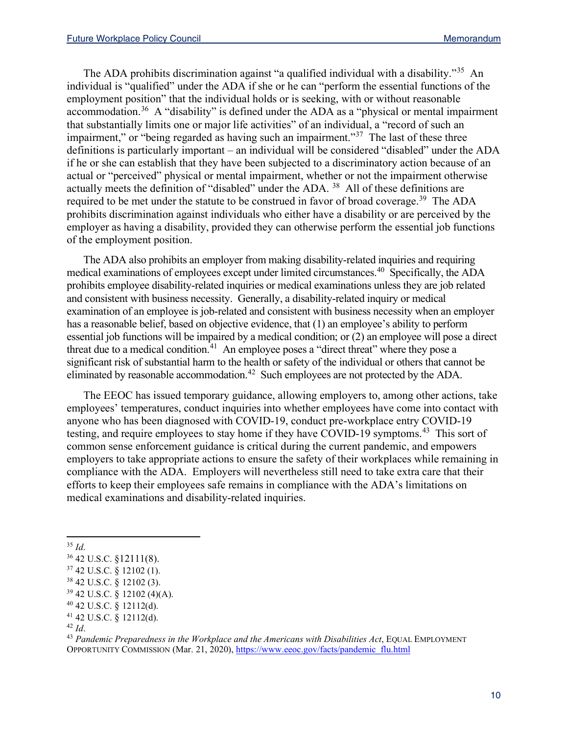The ADA prohibits discrimination against "a qualified individual with a disability."[35] An individual is "qualified" under the ADA if she or he can "perform the essential functions of the employment position" that the individual holds or is seeking, with or without reasonable accommodation.[36] A "disability" is defined under the ADA as a "physical or mental impairment that substantially limits one or major life activities" of an individual, a "record of such an impairment," or "being regarded as having such an impairment."[37] The last of these three definitions is particularly important – an individual will be considered "disabled" under the ADA if he or she can establish that they have been subjected to a discriminatory action because of an actual or "perceived" physical or mental impairment, whether or not the impairment otherwise actually meets the definition of "disabled" under the ADA. [38] All of these definitions are required to be met under the statute to be construed in favor of broad coverage.[39] The ADA prohibits discrimination against individuals who either have a disability or are perceived by the employer as having a disability, provided they can otherwise perform the essential job functions of the employment position.

The ADA also prohibits an employer from making disability-related inquiries and requiring medical examinations of employees except under limited circumstances.[40] Specifically, the ADA prohibits employee disability-related inquiries or medical examinations unless they are job related and consistent with business necessity. Generally, a disability-related inquiry or medical examination of an employee is job-related and consistent with business necessity when an employer has a reasonable belief, based on objective evidence, that (1) an employee's ability to perform essential job functions will be impaired by a medical condition; or (2) an employee will pose a direct threat due to a medical condition.[41] An employee poses a "direct threat" where they pose a significant risk of substantial harm to the health or safety of the individual or others that cannot be eliminated by reasonable accommodation.[42] Such employees are not protected by the ADA.

The EEOC has issued temporary guidance, allowing employers to, among other actions, take employees' temperatures, conduct inquiries into whether employees have come into contact with anyone who has been diagnosed with COVID-19, conduct pre-workplace entry COVID-19 testing, and require employees to stay home if they have COVID-19 symptoms.[43] This sort of common sense enforcement guidance is critical during the current pandemic, and empowers employers to take appropriate actions to ensure the safety of their workplaces while remaining in compliance with the ADA. Employers will nevertheless still need to take extra care that their efforts to keep their employees safe remains in compliance with the ADA's limitations on medical examinations and disability-related inquiries.

---

[35] *Id*.

[36] 42 U.S.C. §12111(8).

[37] 42 U.S.C. § 12102 (1).

[38] 42 U.S.C. § 12102 (3).

[39] 42 U.S.C. § 12102 (4)(A).

[40] 42 U.S.C. § 12112(d).

[41] 42 U.S.C. § 12112(d).

[42] *Id*.

[43] *Pandemic Preparedness in the Workplace and the Americans with Disabilities Act*, EQUAL EMPLOYMENT OPPORTUNITY COMMISSION (Mar. 21, 2020), https://www.eeoc.gov/facts/pandemic_flu.html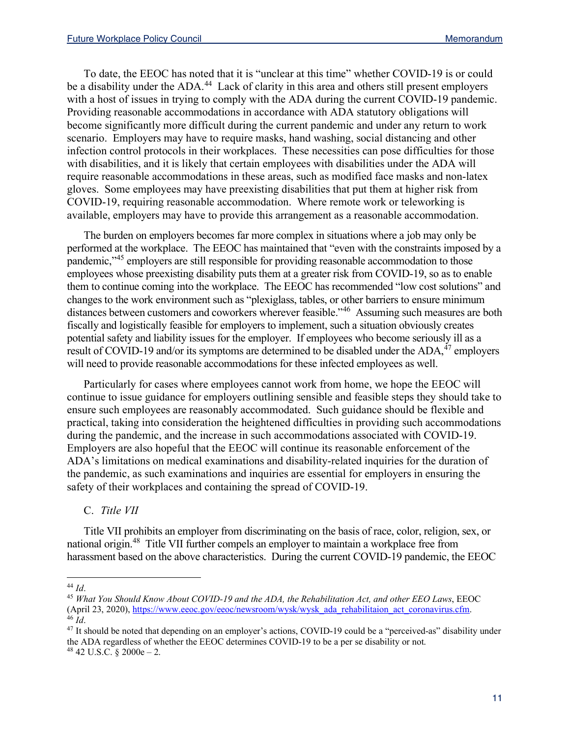To date, the EEOC has noted that it is "unclear at this time" whether COVID-19 is or could be a disability under the ADA.[44] Lack of clarity in this area and others still present employers with a host of issues in trying to comply with the ADA during the current COVID-19 pandemic. Providing reasonable accommodations in accordance with ADA statutory obligations will become significantly more difficult during the current pandemic and under any return to work scenario. Employers may have to require masks, hand washing, social distancing and other infection control protocols in their workplaces. These necessities can pose difficulties for those with disabilities, and it is likely that certain employees with disabilities under the ADA will require reasonable accommodations in these areas, such as modified face masks and non-latex gloves. Some employees may have preexisting disabilities that put them at higher risk from COVID-19, requiring reasonable accommodation. Where remote work or teleworking is available, employers may have to provide this arrangement as a reasonable accommodation.

The burden on employers becomes far more complex in situations where a job may only be performed at the workplace. The EEOC has maintained that "even with the constraints imposed by a pandemic,"[45] employers are still responsible for providing reasonable accommodation to those employees whose preexisting disability puts them at a greater risk from COVID-19, so as to enable them to continue coming into the workplace. The EEOC has recommended "low cost solutions" and changes to the work environment such as "plexiglass, tables, or other barriers to ensure minimum distances between customers and coworkers wherever feasible."[46] Assuming such measures are both fiscally and logistically feasible for employers to implement, such a situation obviously creates potential safety and liability issues for the employer. If employees who become seriously ill as a result of COVID-19 and/or its symptoms are determined to be disabled under the ADA,[47] employers will need to provide reasonable accommodations for these infected employees as well.

Particularly for cases where employees cannot work from home, we hope the EEOC will continue to issue guidance for employers outlining sensible and feasible steps they should take to ensure such employees are reasonably accommodated. Such guidance should be flexible and practical, taking into consideration the heightened difficulties in providing such accommodations during the pandemic, and the increase in such accommodations associated with COVID-19. Employers are also hopeful that the EEOC will continue its reasonable enforcement of the ADA's limitations on medical examinations and disability-related inquiries for the duration of the pandemic, as such examinations and inquiries are essential for employers in ensuring the safety of their workplaces and containing the spread of COVID-19.

### C. *Title VII*

Title VII prohibits an employer from discriminating on the basis of race, color, religion, sex, or national origin.[48] Title VII further compels an employer to maintain a workplace free from harassment based on the above characteristics. During the current COVID-19 pandemic, the EEOC

---

[44] *Id*.

[45] *What You Should Know About COVID-19 and the ADA, the Rehabilitation Act, and other EEO Laws*, EEOC (April 23, 2020), https://www.eeoc.gov/eeoc/newsroom/wysk/wysk_ada_rehabilitaion_act_coronavirus.cfm.

[46] *Id*.

[47] It should be noted that depending on an employer's actions, COVID-19 could be a "perceived-as" disability under the ADA regardless of whether the EEOC determines COVID-19 to be a per se disability or not.

[48] 42 U.S.C. § 2000e – 2.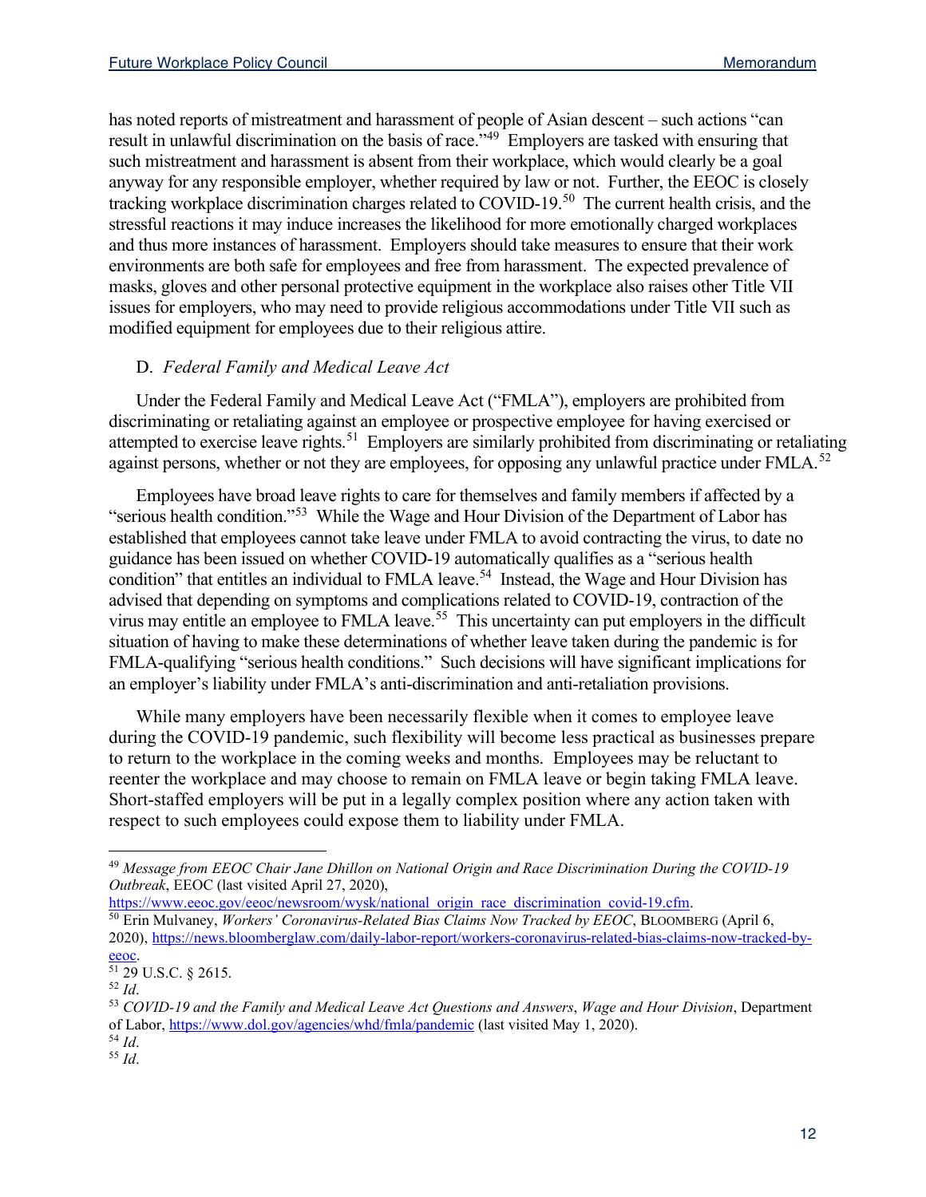has noted reports of mistreatment and harassment of people of Asian descent – such actions "can result in unlawful discrimination on the basis of race."[49] Employers are tasked with ensuring that such mistreatment and harassment is absent from their workplace, which would clearly be a goal anyway for any responsible employer, whether required by law or not. Further, the EEOC is closely tracking workplace discrimination charges related to COVID-19.[50] The current health crisis, and the stressful reactions it may induce increases the likelihood for more emotionally charged workplaces and thus more instances of harassment. Employers should take measures to ensure that their work environments are both safe for employees and free from harassment. The expected prevalence of masks, gloves and other personal protective equipment in the workplace also raises other Title VII issues for employers, who may need to provide religious accommodations under Title VII such as modified equipment for employees due to their religious attire.

### D. *Federal Family and Medical Leave Act*

Under the Federal Family and Medical Leave Act ("FMLA"), employers are prohibited from discriminating or retaliating against an employee or prospective employee for having exercised or attempted to exercise leave rights.[51] Employers are similarly prohibited from discriminating or retaliating against persons, whether or not they are employees, for opposing any unlawful practice under FMLA.[52]

Employees have broad leave rights to care for themselves and family members if affected by a "serious health condition."[53] While the Wage and Hour Division of the Department of Labor has established that employees cannot take leave under FMLA to avoid contracting the virus, to date no guidance has been issued on whether COVID-19 automatically qualifies as a "serious health condition" that entitles an individual to FMLA leave.[54] Instead, the Wage and Hour Division has advised that depending on symptoms and complications related to COVID-19, contraction of the virus may entitle an employee to FMLA leave.[55] This uncertainty can put employers in the difficult situation of having to make these determinations of whether leave taken during the pandemic is for FMLA-qualifying "serious health conditions." Such decisions will have significant implications for an employer's liability under FMLA's anti-discrimination and anti-retaliation provisions.

While many employers have been necessarily flexible when it comes to employee leave during the COVID-19 pandemic, such flexibility will become less practical as businesses prepare to return to the workplace in the coming weeks and months. Employees may be reluctant to reenter the workplace and may choose to remain on FMLA leave or begin taking FMLA leave. Short-staffed employers will be put in a legally complex position where any action taken with respect to such employees could expose them to liability under FMLA.

---

[49] *Message from EEOC Chair Jane Dhillon on National Origin and Race Discrimination During the COVID-19 Outbreak*, EEOC (last visited April 27, 2020), https://www.eeoc.gov/eeoc/newsroom/wysk/national_origin_race_discrimination_covid-19.cfm.

[50] Erin Mulvaney, *Workers' Coronavirus-Related Bias Claims Now Tracked by EEOC*, BLOOMBERG (April 6, 2020), https://news.bloomberglaw.com/daily-labor-report/workers-coronavirus-related-bias-claims-now-tracked-by-eeoc.

[51] 29 U.S.C. § 2615.

[52] *Id*.

[53] *COVID-19 and the Family and Medical Leave Act Questions and Answers*, *Wage and Hour Division*, Department of Labor, https://www.dol.gov/agencies/whd/fmla/pandemic (last visited May 1, 2020).

[54] *Id*.

[55] *Id*.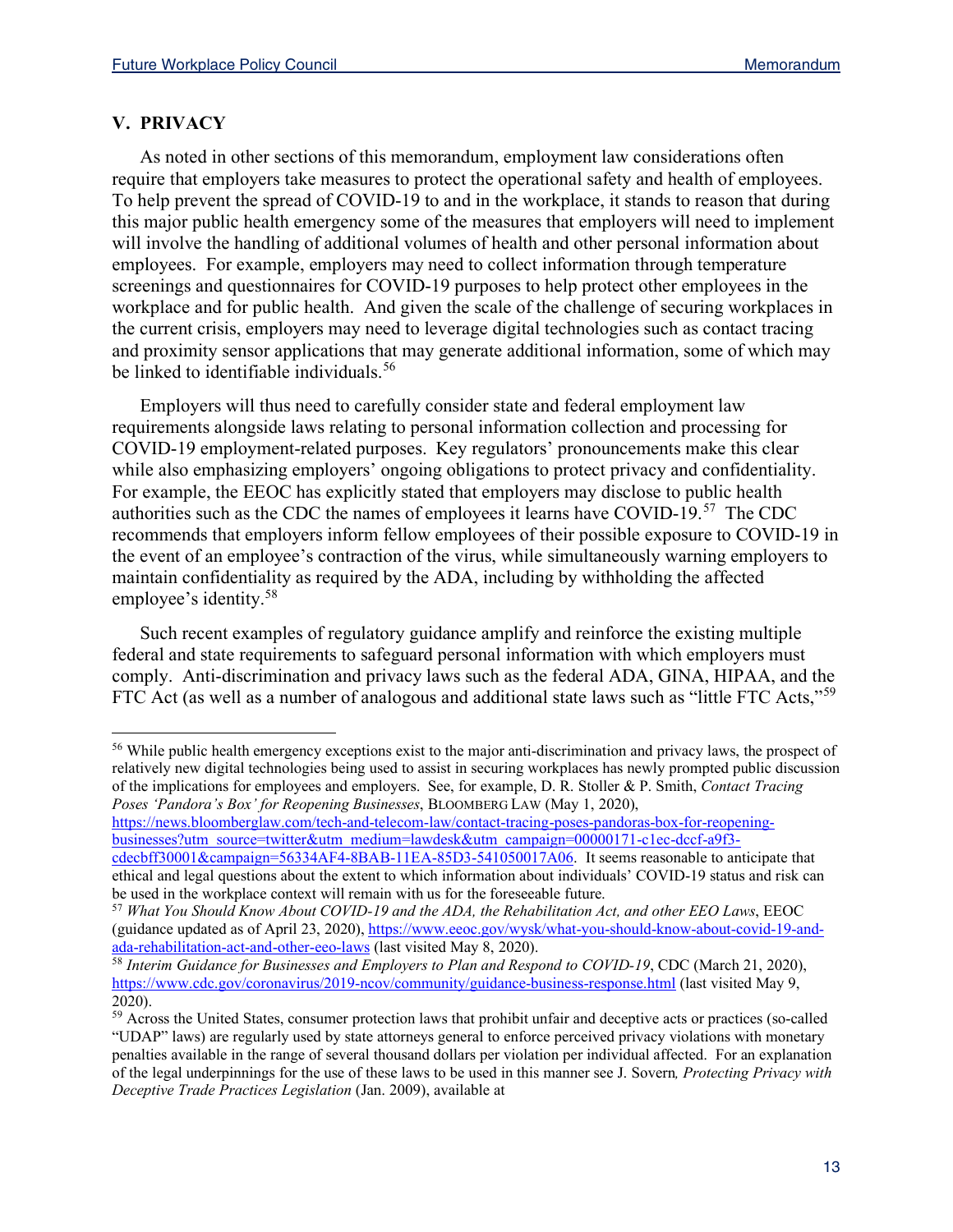## V. PRIVACY

As noted in other sections of this memorandum, employment law considerations often require that employers take measures to protect the operational safety and health of employees. To help prevent the spread of COVID-19 to and in the workplace, it stands to reason that during this major public health emergency some of the measures that employers will need to implement will involve the handling of additional volumes of health and other personal information about employees. For example, employers may need to collect information through temperature screenings and questionnaires for COVID-19 purposes to help protect other employees in the workplace and for public health. And given the scale of the challenge of securing workplaces in the current crisis, employers may need to leverage digital technologies such as contact tracing and proximity sensor applications that may generate additional information, some of which may be linked to identifiable individuals.[56]

Employers will thus need to carefully consider state and federal employment law requirements alongside laws relating to personal information collection and processing for COVID-19 employment-related purposes. Key regulators' pronouncements make this clear while also emphasizing employers' ongoing obligations to protect privacy and confidentiality. For example, the EEOC has explicitly stated that employers may disclose to public health authorities such as the CDC the names of employees it learns have COVID-19.[57] The CDC recommends that employers inform fellow employees of their possible exposure to COVID-19 in the event of an employee's contraction of the virus, while simultaneously warning employers to maintain confidentiality as required by the ADA, including by withholding the affected employee's identity.[58]

Such recent examples of regulatory guidance amplify and reinforce the existing multiple federal and state requirements to safeguard personal information with which employers must comply. Anti-discrimination and privacy laws such as the federal ADA, GINA, HIPAA, and the FTC Act (as well as a number of analogous and additional state laws such as "little FTC Acts,"[59]

---

[56] While public health emergency exceptions exist to the major anti-discrimination and privacy laws, the prospect of relatively new digital technologies being used to assist in securing workplaces has newly prompted public discussion of the implications for employees and employers. See, for example, D. R. Stoller & P. Smith, *Contact Tracing Poses 'Pandora's Box' for Reopening Businesses*, BLOOMBERG LAW (May 1, 2020), https://news.bloomberglaw.com/tech-and-telecom-law/contact-tracing-poses-pandoras-box-for-reopening-businesses?utm_source=twitter&utm_medium=lawdesk&utm_campaign=00000171-c1ec-dccf-a9f3-cdecbff30001&campaign=56334AF4-8BAB-11EA-85D3-541050017A06. It seems reasonable to anticipate that ethical and legal questions about the extent to which information about individuals' COVID-19 status and risk can be used in the workplace context will remain with us for the foreseeable future.

[57] *What You Should Know About COVID-19 and the ADA, the Rehabilitation Act, and other EEO Laws*, EEOC (guidance updated as of April 23, 2020), https://www.eeoc.gov/wysk/what-you-should-know-about-covid-19-and-ada-rehabilitation-act-and-other-eeo-laws (last visited May 8, 2020).

[58] *Interim Guidance for Businesses and Employers to Plan and Respond to COVID-19*, CDC (March 21, 2020), https://www.cdc.gov/coronavirus/2019-ncov/community/guidance-business-response.html (last visited May 9, 2020).

[59] Across the United States, consumer protection laws that prohibit unfair and deceptive acts or practices (so-called "UDAP" laws) are regularly used by state attorneys general to enforce perceived privacy violations with monetary penalties available in the range of several thousand dollars per violation per individual affected. For an explanation of the legal underpinnings for the use of these laws to be used in this manner see J. Sovern*, Protecting Privacy with Deceptive Trade Practices Legislation* (Jan. 2009), available at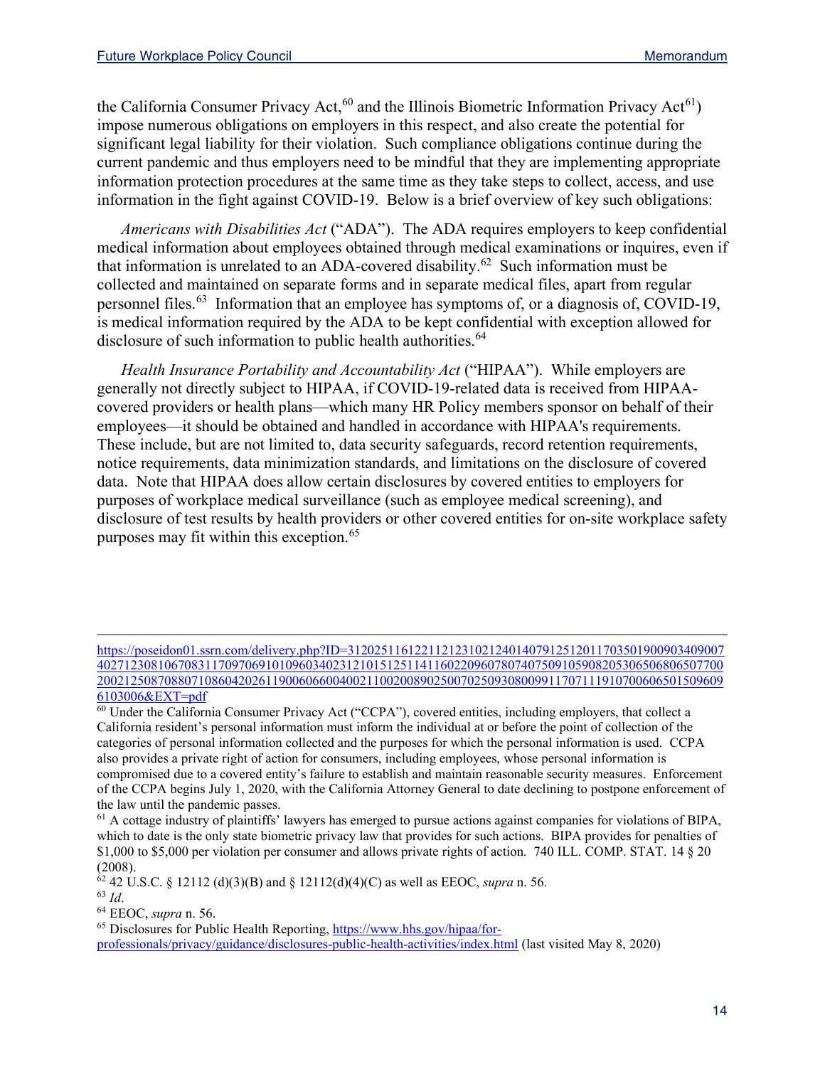the California Consumer Privacy Act,[60] and the Illinois Biometric Information Privacy Act[61]) impose numerous obligations on employers in this respect, and also create the potential for significant legal liability for their violation. Such compliance obligations continue during the current pandemic and thus employers need to be mindful that they are implementing appropriate information protection procedures at the same time as they take steps to collect, access, and use information in the fight against COVID-19. Below is a brief overview of key such obligations:

*Americans with Disabilities Act* ("ADA"). The ADA requires employers to keep confidential medical information about employees obtained through medical examinations or inquires, even if that information is unrelated to an ADA-covered disability.[62] Such information must be collected and maintained on separate forms and in separate medical files, apart from regular personnel files.[63] Information that an employee has symptoms of, or a diagnosis of, COVID-19, is medical information required by the ADA to be kept confidential with exception allowed for disclosure of such information to public health authorities.[64]

*Health Insurance Portability and Accountability Act* ("HIPAA"). While employers are generally not directly subject to HIPAA, if COVID-19-related data is received from HIPAA-covered providers or health plans—which many HR Policy members sponsor on behalf of their employees—it should be obtained and handled in accordance with HIPAA's requirements. These include, but are not limited to, data security safeguards, record retention requirements, notice requirements, data minimization standards, and limitations on the disclosure of covered data. Note that HIPAA does allow certain disclosures by covered entities to employers for purposes of workplace medical surveillance (such as employee medical screening), and disclosure of test results by health providers or other covered entities for on-site workplace safety purposes may fit within this exception.[65]

---

https://poseidon01.ssrn.com/delivery.php?ID=312025116122112123102124014079125120117035019009034090074027123081067083117097069101096034023121015125114116022096078074075091059082053065068065077002002125087088071086042026119006066004002110020089025007025093080099117071119107006065015096096103006&EXT=pdf

[60] Under the California Consumer Privacy Act ("CCPA"), covered entities, including employers, that collect a California resident's personal information must inform the individual at or before the point of collection of the categories of personal information collected and the purposes for which the personal information is used. CCPA also provides a private right of action for consumers, including employees, whose personal information is compromised due to a covered entity's failure to establish and maintain reasonable security measures. Enforcement of the CCPA begins July 1, 2020, with the California Attorney General to date declining to postpone enforcement of the law until the pandemic passes.

[61] A cottage industry of plaintiffs' lawyers has emerged to pursue actions against companies for violations of BIPA, which to date is the only state biometric privacy law that provides for such actions. BIPA provides for penalties of $1,000 to $5,000 per violation per consumer and allows private rights of action. 740 ILL. COMP. STAT. 14 § 20 (2008).

[62] 42 U.S.C. § 12112 (d)(3)(B) and § 12112(d)(4)(C) as well as EEOC, *supra* n. 56.

[63] *Id*.

[64] EEOC, *supra* n. 56.

[65] Disclosures for Public Health Reporting, https://www.hhs.gov/hipaa/for-professionals/privacy/guidance/disclosures-public-health-activities/index.html (last visited May 8, 2020)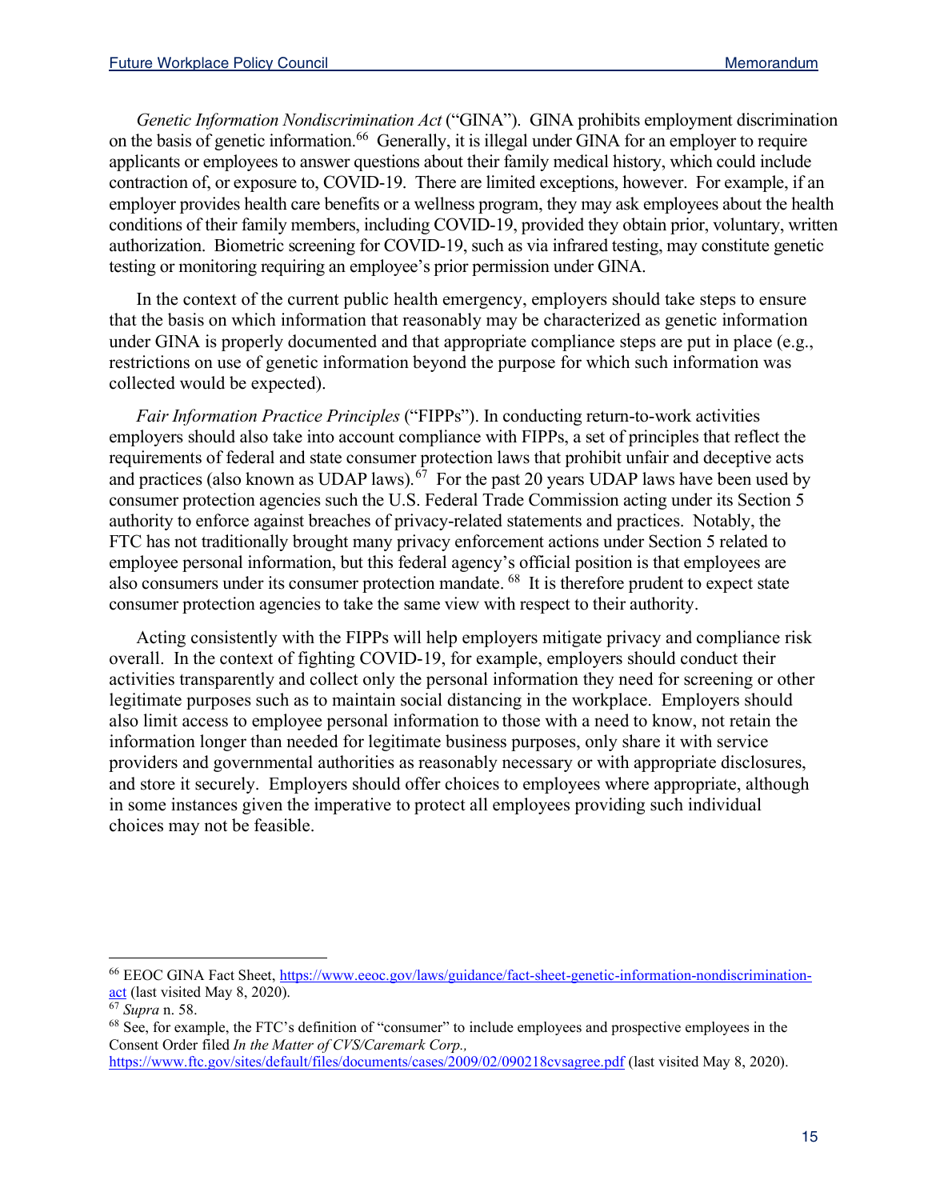*Genetic Information Nondiscrimination Act* ("GINA"). GINA prohibits employment discrimination on the basis of genetic information.[66] Generally, it is illegal under GINA for an employer to require applicants or employees to answer questions about their family medical history, which could include contraction of, or exposure to, COVID-19. There are limited exceptions, however. For example, if an employer provides health care benefits or a wellness program, they may ask employees about the health conditions of their family members, including COVID-19, provided they obtain prior, voluntary, written authorization. Biometric screening for COVID-19, such as via infrared testing, may constitute genetic testing or monitoring requiring an employee's prior permission under GINA.

In the context of the current public health emergency, employers should take steps to ensure that the basis on which information that reasonably may be characterized as genetic information under GINA is properly documented and that appropriate compliance steps are put in place (e.g., restrictions on use of genetic information beyond the purpose for which such information was collected would be expected).

*Fair Information Practice Principles* ("FIPPs"). In conducting return-to-work activities employers should also take into account compliance with FIPPs, a set of principles that reflect the requirements of federal and state consumer protection laws that prohibit unfair and deceptive acts and practices (also known as UDAP laws).[67] For the past 20 years UDAP laws have been used by consumer protection agencies such the U.S. Federal Trade Commission acting under its Section 5 authority to enforce against breaches of privacy-related statements and practices. Notably, the FTC has not traditionally brought many privacy enforcement actions under Section 5 related to employee personal information, but this federal agency's official position is that employees are also consumers under its consumer protection mandate.[68] It is therefore prudent to expect state consumer protection agencies to take the same view with respect to their authority.

Acting consistently with the FIPPs will help employers mitigate privacy and compliance risk overall. In the context of fighting COVID-19, for example, employers should conduct their activities transparently and collect only the personal information they need for screening or other legitimate purposes such as to maintain social distancing in the workplace. Employers should also limit access to employee personal information to those with a need to know, not retain the information longer than needed for legitimate business purposes, only share it with service providers and governmental authorities as reasonably necessary or with appropriate disclosures, and store it securely. Employers should offer choices to employees where appropriate, although in some instances given the imperative to protect all employees providing such individual choices may not be feasible.

---

[66] EEOC GINA Fact Sheet, https://www.eeoc.gov/laws/guidance/fact-sheet-genetic-information-nondiscrimination-act (last visited May 8, 2020).

[67] *Supra* n. 58.

[68] See, for example, the FTC's definition of "consumer" to include employees and prospective employees in the Consent Order filed *In the Matter of CVS/Caremark Corp.*, https://www.ftc.gov/sites/default/files/documents/cases/2009/02/090218cvsagree.pdf (last visited May 8, 2020).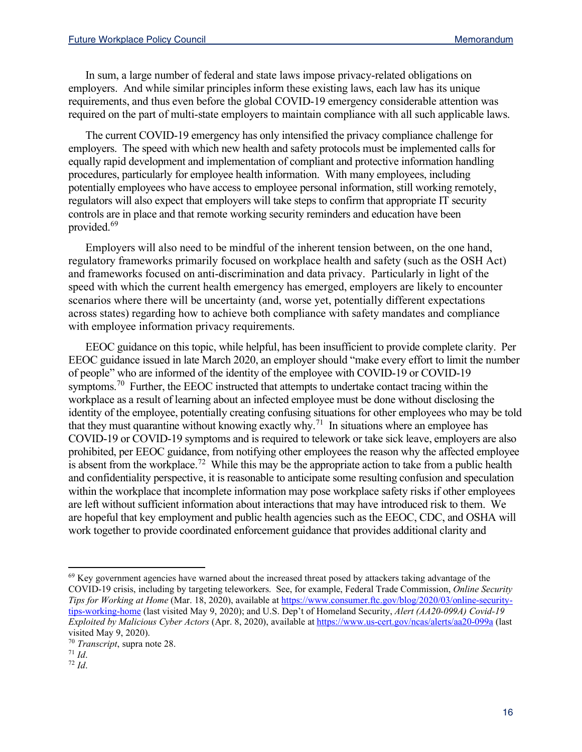In sum, a large number of federal and state laws impose privacy-related obligations on employers. And while similar principles inform these existing laws, each law has its unique requirements, and thus even before the global COVID-19 emergency considerable attention was required on the part of multi-state employers to maintain compliance with all such applicable laws.

The current COVID-19 emergency has only intensified the privacy compliance challenge for employers. The speed with which new health and safety protocols must be implemented calls for equally rapid development and implementation of compliant and protective information handling procedures, particularly for employee health information. With many employees, including potentially employees who have access to employee personal information, still working remotely, regulators will also expect that employers will take steps to confirm that appropriate IT security controls are in place and that remote working security reminders and education have been provided.[69]

Employers will also need to be mindful of the inherent tension between, on the one hand, regulatory frameworks primarily focused on workplace health and safety (such as the OSH Act) and frameworks focused on anti-discrimination and data privacy. Particularly in light of the speed with which the current health emergency has emerged, employers are likely to encounter scenarios where there will be uncertainty (and, worse yet, potentially different expectations across states) regarding how to achieve both compliance with safety mandates and compliance with employee information privacy requirements.

EEOC guidance on this topic, while helpful, has been insufficient to provide complete clarity. Per EEOC guidance issued in late March 2020, an employer should "make every effort to limit the number of people" who are informed of the identity of the employee with COVID-19 or COVID-19 symptoms.[70] Further, the EEOC instructed that attempts to undertake contact tracing within the workplace as a result of learning about an infected employee must be done without disclosing the identity of the employee, potentially creating confusing situations for other employees who may be told that they must quarantine without knowing exactly why.[71] In situations where an employee has COVID-19 or COVID-19 symptoms and is required to telework or take sick leave, employers are also prohibited, per EEOC guidance, from notifying other employees the reason why the affected employee is absent from the workplace.[72] While this may be the appropriate action to take from a public health and confidentiality perspective, it is reasonable to anticipate some resulting confusion and speculation within the workplace that incomplete information may pose workplace safety risks if other employees are left without sufficient information about interactions that may have introduced risk to them. We are hopeful that key employment and public health agencies such as the EEOC, CDC, and OSHA will work together to provide coordinated enforcement guidance that provides additional clarity and

---

[69] Key government agencies have warned about the increased threat posed by attackers taking advantage of the COVID-19 crisis, including by targeting teleworkers. See, for example, Federal Trade Commission, *Online Security Tips for Working at Home* (Mar. 18, 2020), available at https://www.consumer.ftc.gov/blog/2020/03/online-security-tips-working-home (last visited May 9, 2020); and U.S. Dep't of Homeland Security, *Alert (AA20-099A) Covid-19 Exploited by Malicious Cyber Actors* (Apr. 8, 2020), available at https://www.us-cert.gov/ncas/alerts/aa20-099a (last visited May 9, 2020).

[70] *Transcript*, supra note 28.

[71] *Id*.

[72] *Id*.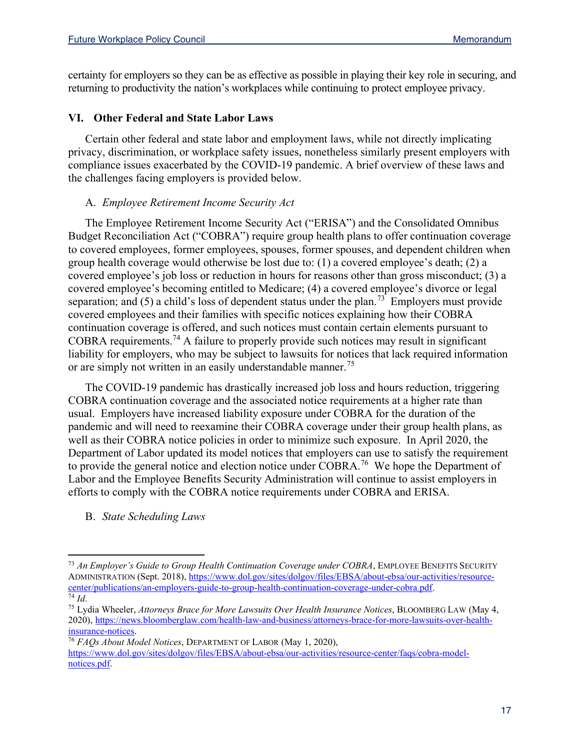certainty for employers so they can be as effective as possible in playing their key role in securing, and returning to productivity the nation's workplaces while continuing to protect employee privacy.

## VI. Other Federal and State Labor Laws

Certain other federal and state labor and employment laws, while not directly implicating privacy, discrimination, or workplace safety issues, nonetheless similarly present employers with compliance issues exacerbated by the COVID-19 pandemic. A brief overview of these laws and the challenges facing employers is provided below.

### A. *Employee Retirement Income Security Act*

The Employee Retirement Income Security Act ("ERISA") and the Consolidated Omnibus Budget Reconciliation Act ("COBRA") require group health plans to offer continuation coverage to covered employees, former employees, spouses, former spouses, and dependent children when group health coverage would otherwise be lost due to: (1) a covered employee's death; (2) a covered employee's job loss or reduction in hours for reasons other than gross misconduct; (3) a covered employee's becoming entitled to Medicare; (4) a covered employee's divorce or legal separation; and (5) a child's loss of dependent status under the plan.[73] Employers must provide covered employees and their families with specific notices explaining how their COBRA continuation coverage is offered, and such notices must contain certain elements pursuant to COBRA requirements.[74] A failure to properly provide such notices may result in significant liability for employers, who may be subject to lawsuits for notices that lack required information or are simply not written in an easily understandable manner.[75]

The COVID-19 pandemic has drastically increased job loss and hours reduction, triggering COBRA continuation coverage and the associated notice requirements at a higher rate than usual. Employers have increased liability exposure under COBRA for the duration of the pandemic and will need to reexamine their COBRA coverage under their group health plans, as well as their COBRA notice policies in order to minimize such exposure. In April 2020, the Department of Labor updated its model notices that employers can use to satisfy the requirement to provide the general notice and election notice under COBRA.[76] We hope the Department of Labor and the Employee Benefits Security Administration will continue to assist employers in efforts to comply with the COBRA notice requirements under COBRA and ERISA.

### B. *State Scheduling Laws*

---

[73] *An Employer's Guide to Group Health Continuation Coverage under COBRA*, EMPLOYEE BENEFITS SECURITY ADMINISTRATION (Sept. 2018), https://www.dol.gov/sites/dolgov/files/EBSA/about-ebsa/our-activities/resource-center/publications/an-employers-guide-to-group-health-continuation-coverage-under-cobra.pdf.

[74] *Id*.

[75] Lydia Wheeler, *Attorneys Brace for More Lawsuits Over Health Insurance Notices*, BLOOMBERG LAW (May 4, 2020), https://news.bloomberglaw.com/health-law-and-business/attorneys-brace-for-more-lawsuits-over-health-insurance-notices.

[76] *FAQs About Model Notices*, DEPARTMENT OF LABOR (May 1, 2020), https://www.dol.gov/sites/dolgov/files/EBSA/about-ebsa/our-activities/resource-center/faqs/cobra-model-notices.pdf.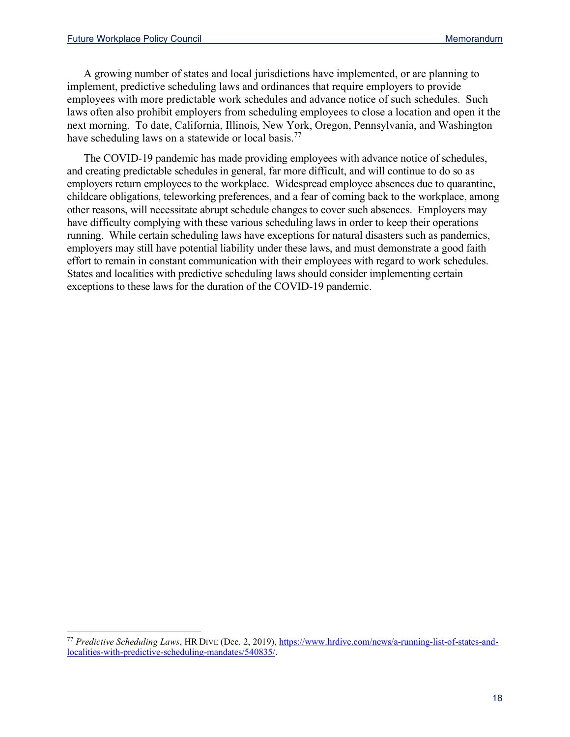A growing number of states and local jurisdictions have implemented, or are planning to implement, predictive scheduling laws and ordinances that require employers to provide employees with more predictable work schedules and advance notice of such schedules. Such laws often also prohibit employers from scheduling employees to close a location and open it the next morning. To date, California, Illinois, New York, Oregon, Pennsylvania, and Washington have scheduling laws on a statewide or local basis.[77]

The COVID-19 pandemic has made providing employees with advance notice of schedules, and creating predictable schedules in general, far more difficult, and will continue to do so as employers return employees to the workplace. Widespread employee absences due to quarantine, childcare obligations, teleworking preferences, and a fear of coming back to the workplace, among other reasons, will necessitate abrupt schedule changes to cover such absences. Employers may have difficulty complying with these various scheduling laws in order to keep their operations running. While certain scheduling laws have exceptions for natural disasters such as pandemics, employers may still have potential liability under these laws, and must demonstrate a good faith effort to remain in constant communication with their employees with regard to work schedules. States and localities with predictive scheduling laws should consider implementing certain exceptions to these laws for the duration of the COVID-19 pandemic.

---

[77] *Predictive Scheduling Laws*, HR DIVE (Dec. 2, 2019), https://www.hrdive.com/news/a-running-list-of-states-and-localities-with-predictive-scheduling-mandates/540835/.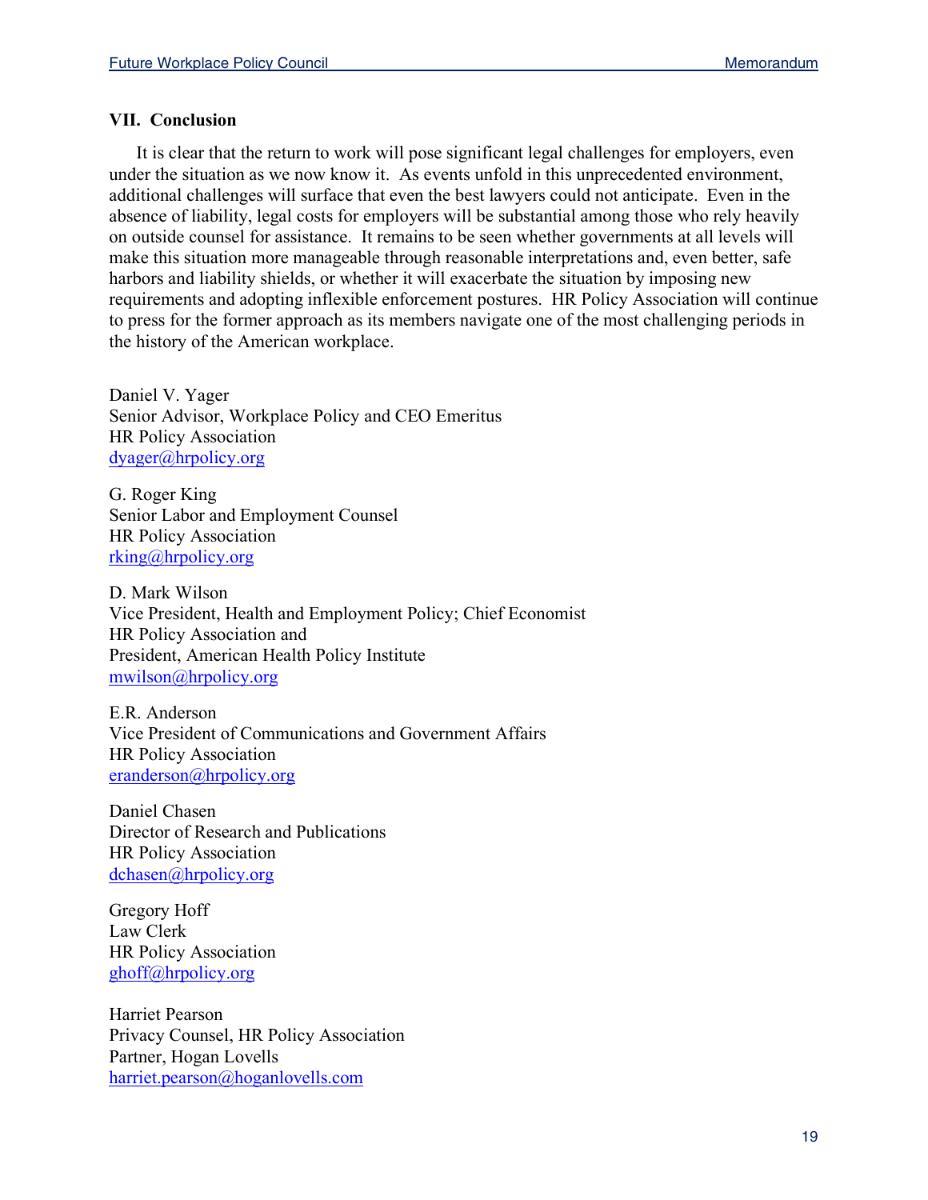## VII. Conclusion

It is clear that the return to work will pose significant legal challenges for employers, even under the situation as we now know it. As events unfold in this unprecedented environment, additional challenges will surface that even the best lawyers could not anticipate. Even in the absence of liability, legal costs for employers will be substantial among those who rely heavily on outside counsel for assistance. It remains to be seen whether governments at all levels will make this situation more manageable through reasonable interpretations and, even better, safe harbors and liability shields, or whether it will exacerbate the situation by imposing new requirements and adopting inflexible enforcement postures. HR Policy Association will continue to press for the former approach as its members navigate one of the most challenging periods in the history of the American workplace.

Daniel V. Yager
Senior Advisor, Workplace Policy and CEO Emeritus
HR Policy Association
dyager@hrpolicy.org

G. Roger King
Senior Labor and Employment Counsel
HR Policy Association
rking@hrpolicy.org

D. Mark Wilson
Vice President, Health and Employment Policy; Chief Economist
HR Policy Association and
President, American Health Policy Institute
mwilson@hrpolicy.org

E.R. Anderson
Vice President of Communications and Government Affairs
HR Policy Association
eranderson@hrpolicy.org

Daniel Chasen
Director of Research and Publications
HR Policy Association
dchasen@hrpolicy.org

Gregory Hoff
Law Clerk
HR Policy Association
ghoff@hrpolicy.org

Harriet Pearson
Privacy Counsel, HR Policy Association
Partner, Hogan Lovells
harriet.pearson@hoganlovells.com